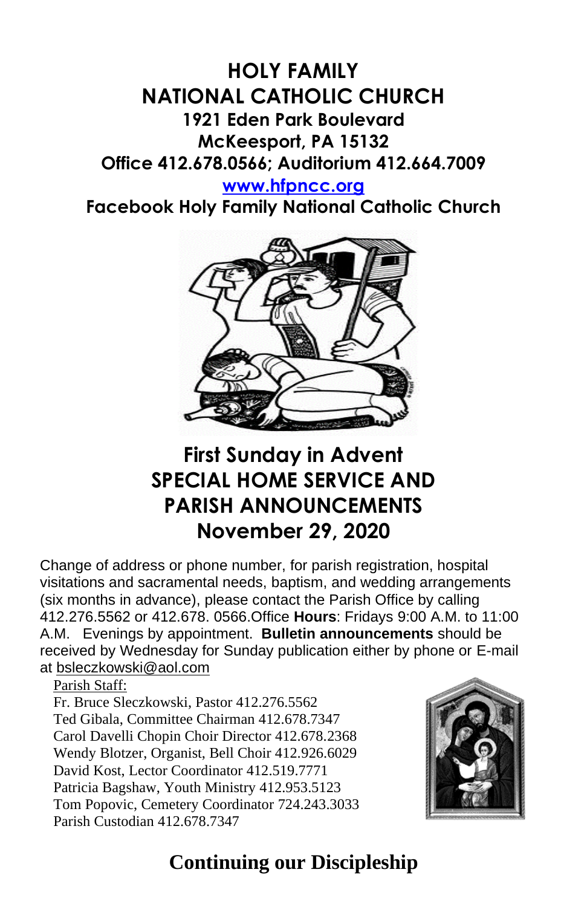# HOLY FAMILY NATIONAL CATHOLIC CHURCH

**1921 Eden Park Boulevard**
**McKeesport, PA 15132**
**Office 412.678.0566; Auditorium 412.664.7009**
**www.hfpncc.org**
**Facebook Holy Family National Catholic Church**

## First Sunday in Advent SPECIAL HOME SERVICE AND PARISH ANNOUNCEMENTS November 29, 2020

Change of address or phone number, for parish registration, hospital visitations and sacramental needs, baptism, and wedding arrangements (six months in advance), please contact the Parish Office by calling 412.276.5562 or 412.678. 0566.Office **Hours**: Fridays 9:00 A.M. to 11:00 A.M. Evenings by appointment. **Bulletin announcements** should be received by Wednesday for Sunday publication either by phone or E-mail at bsleczkowski@aol.com

Parish Staff:
Fr. Bruce Sleczkowski, Pastor 412.276.5562
Ted Gibala, Committee Chairman 412.678.7347
Carol Davelli Chopin Choir Director 412.678.2368
Wendy Blotzer, Organist, Bell Choir 412.926.6029
David Kost, Lector Coordinator 412.519.7771
Patricia Bagshaw, Youth Ministry 412.953.5123
Tom Popovic, Cemetery Coordinator 724.243.3033
Parish Custodian 412.678.7347

## Continuing our Discipleship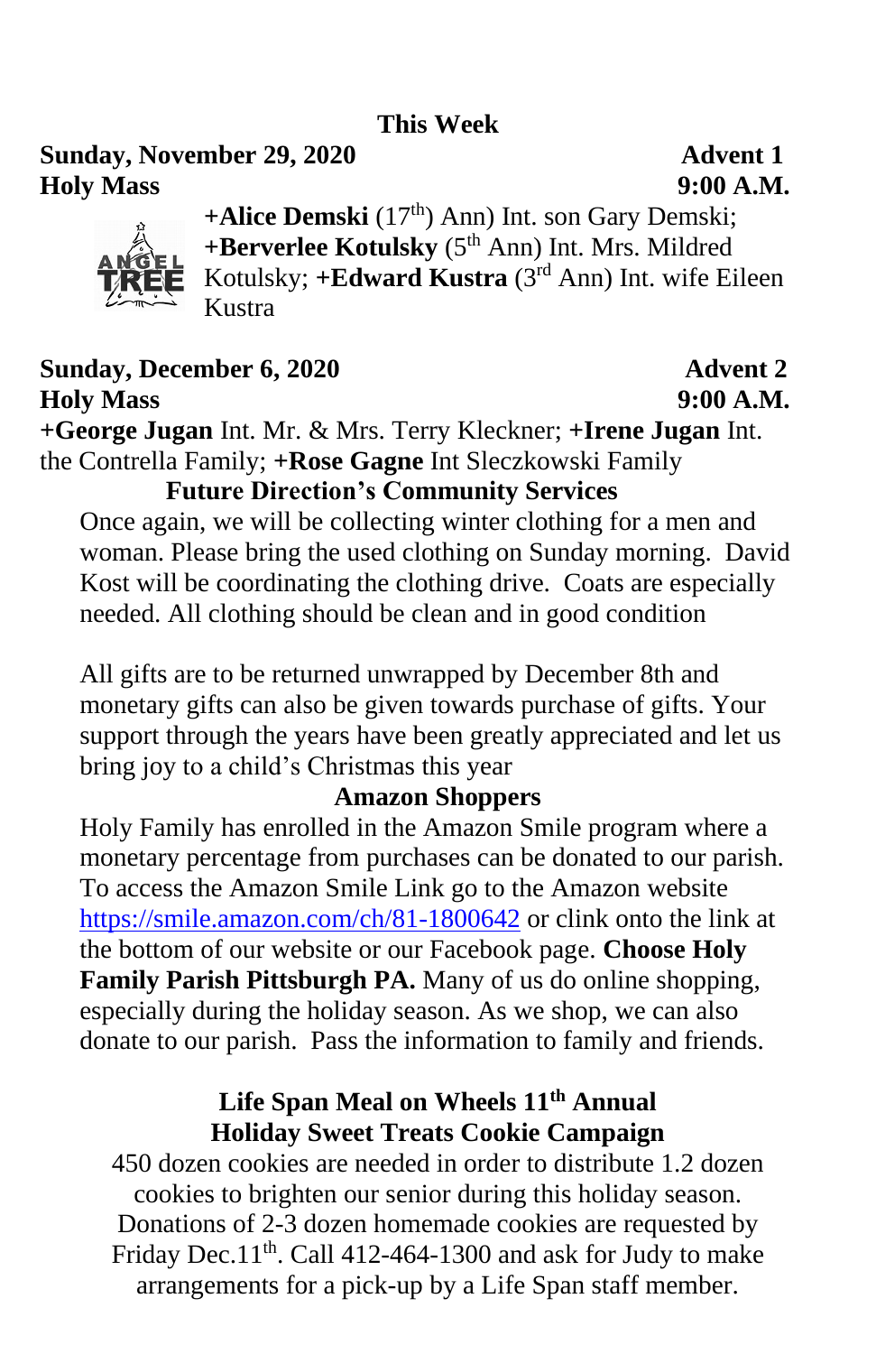## This Week

**Sunday, November 29, 2020** **Advent 1**
**Holy Mass** **9:00 A.M.**

**+Alice Demski** (17th) Ann) Int. son Gary Demski; **+Berverlee Kotulsky** (5th Ann) Int. Mrs. Mildred Kotulsky; **+Edward Kustra** (3rd Ann) Int. wife Eileen Kustra

**Sunday, December 6, 2020** **Advent 2**
**Holy Mass** **9:00 A.M.**

**+George Jugan** Int. Mr. & Mrs. Terry Kleckner; **+Irene Jugan** Int. the Contrella Family; **+Rose Gagne** Int Sleczkowski Family

### Future Direction's Community Services

Once again, we will be collecting winter clothing for a men and woman. Please bring the used clothing on Sunday morning. David Kost will be coordinating the clothing drive. Coats are especially needed. All clothing should be clean and in good condition

All gifts are to be returned unwrapped by December 8th and monetary gifts can also be given towards purchase of gifts. Your support through the years have been greatly appreciated and let us bring joy to a child's Christmas this year

### Amazon Shoppers

Holy Family has enrolled in the Amazon Smile program where a monetary percentage from purchases can be donated to our parish. To access the Amazon Smile Link go to the Amazon website https://smile.amazon.com/ch/81-1800642 or clink onto the link at the bottom of our website or our Facebook page. **Choose Holy Family Parish Pittsburgh PA.** Many of us do online shopping, especially during the holiday season. As we shop, we can also donate to our parish. Pass the information to family and friends.

### Life Span Meal on Wheels 11th Annual Holiday Sweet Treats Cookie Campaign

450 dozen cookies are needed in order to distribute 1.2 dozen cookies to brighten our senior during this holiday season. Donations of 2-3 dozen homemade cookies are requested by Friday Dec.11th. Call 412-464-1300 and ask for Judy to make arrangements for a pick-up by a Life Span staff member.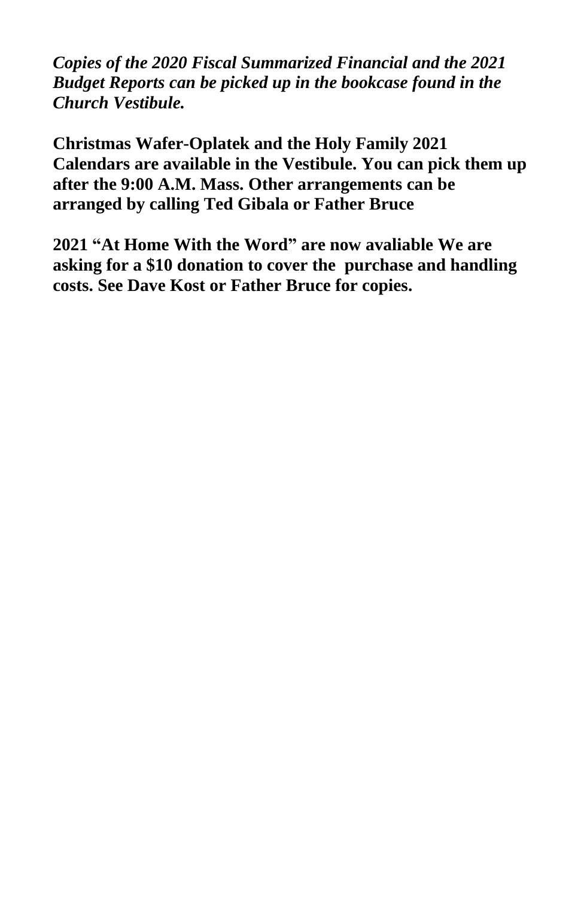***Copies of the 2020 Fiscal Summarized Financial and the 2021 Budget Reports can be picked up in the bookcase found in the Church Vestibule.***

**Christmas Wafer-Oplatek and the Holy Family 2021 Calendars are available in the Vestibule. You can pick them up after the 9:00 A.M. Mass. Other arrangements can be arranged by calling Ted Gibala or Father Bruce**

**2021 "At Home With the Word" are now avaliable We are asking for a $10 donation to cover the purchase and handling costs. See Dave Kost or Father Bruce for copies.**